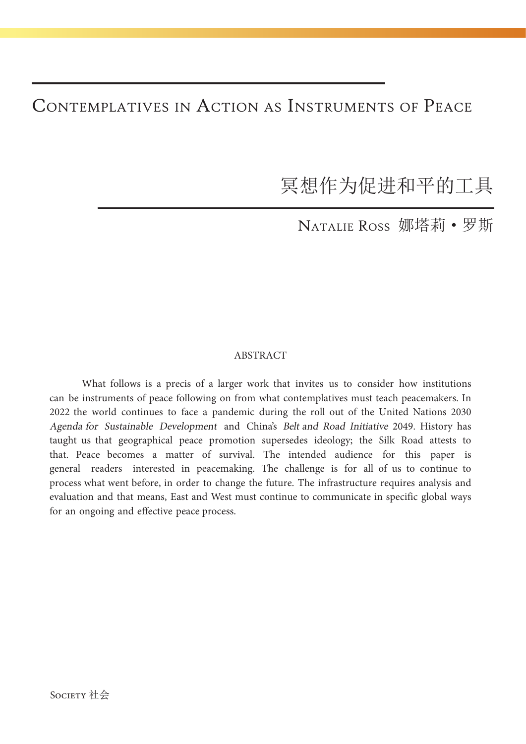# Contemplatives in Action as Instruments of Peace

# 冥想作为促进和平的工具

Natalie Ross 娜塔莉 • 罗斯

## ABSTRACT

What follows is a precis of a larger work that invites us to consider how institutions can be instruments of peace following on from what contemplatives must teach peacemakers. In 2022 the world continues to face a pandemic during the roll out of the United Nations 2030 *Agenda for Sustainable Development* and China's *Belt and Road Initiative* 2049. History has taught us that geographical peace promotion supersedes ideology; the Silk Road attests to that. Peace becomes a matter of survival. The intended audience for this paper is general readers interested in peacemaking. The challenge is for all of us to continue to process what went before, in order to change the future. The infrastructure requires analysis and evaluation and that means, East and West must continue to communicate in specific global ways for an ongoing and effective peace process.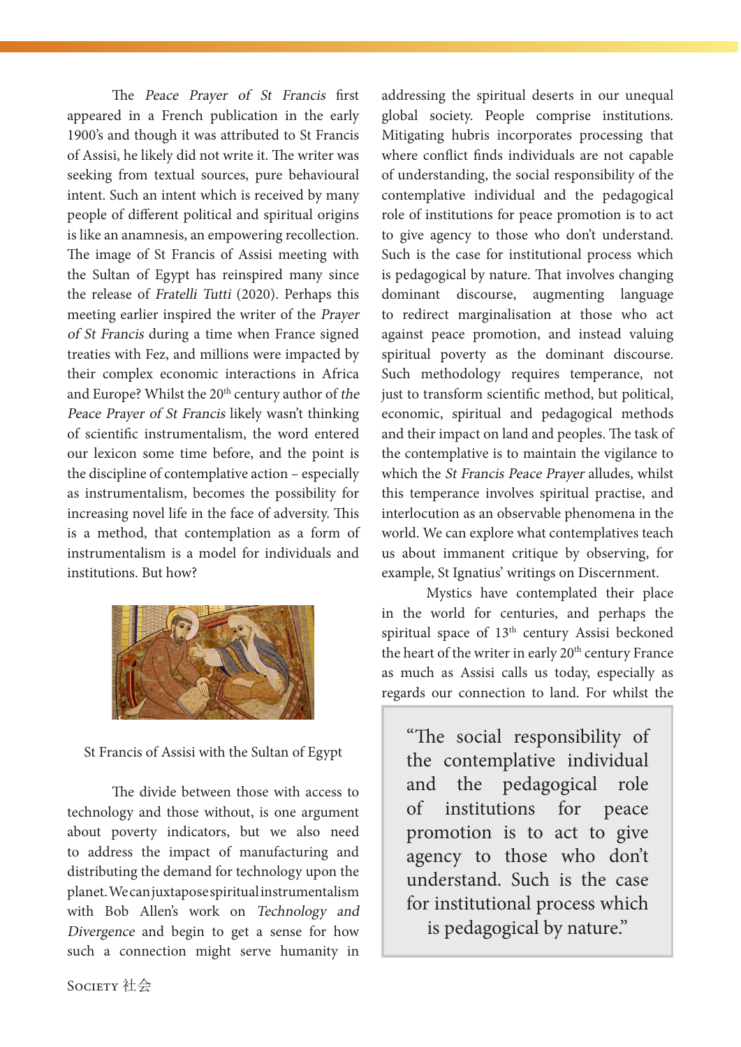The *Peace Prayer of St Francis* first appeared in a French publication in the early 1900's and though it was attributed to St Francis of Assisi, he likely did not write it. The writer was seeking from textual sources, pure behavioural intent. Such an intent which is received by many people of different political and spiritual origins is like an anamnesis, an empowering recollection. The image of St Francis of Assisi meeting with the Sultan of Egypt has reinspired many since the release of *Fratelli Tutti* (2020). Perhaps this meeting earlier inspired the writer of the *Prayer of St Francis* during a time when France signed treaties with Fez, and millions were impacted by their complex economic interactions in Africa and Europe? Whilst the 20th century author of *the Peace Prayer of St Francis* likely wasn't thinking of scientific instrumentalism, the word entered our lexicon some time before, and the point is the discipline of contemplative action – especially as instrumentalism, becomes the possibility for increasing novel life in the face of adversity. This is a method, that contemplation as a form of instrumentalism is a model for individuals and institutions. But how?

St Francis of Assisi with the Sultan of Egypt

The divide between those with access to technology and those without, is one argument about poverty indicators, but we also need to address the impact of manufacturing and distributing the demand for technology upon the planet. We can juxtapose spiritual instrumentalism with Bob Allen's work on *Technology and Divergence* and begin to get a sense for how such a connection might serve humanity in addressing the spiritual deserts in our unequal global society. People comprise institutions. Mitigating hubris incorporates processing that where conflict finds individuals are not capable of understanding, the social responsibility of the contemplative individual and the pedagogical role of institutions for peace promotion is to act to give agency to those who don't understand. Such is the case for institutional process which is pedagogical by nature. That involves changing dominant discourse, augmenting language to redirect marginalisation at those who act against peace promotion, and instead valuing spiritual poverty as the dominant discourse. Such methodology requires temperance, not just to transform scientific method, but political, economic, spiritual and pedagogical methods and their impact on land and peoples. The task of the contemplative is to maintain the vigilance to which the *St Francis Peace Prayer* alludes, whilst this temperance involves spiritual practise, and interlocution as an observable phenomena in the world. We can explore what contemplatives teach us about immanent critique by observing, for example, St Ignatius' writings on Discernment.

Mystics have contemplated their place in the world for centuries, and perhaps the spiritual space of 13th century Assisi beckoned the heart of the writer in early 20th century France as much as Assisi calls us today, especially as regards our connection to land. For whilst the

> "The social responsibility of the contemplative individual and the pedagogical role of institutions for peace promotion is to act to give agency to those who don't understand. Such is the case for institutional process which is pedagogical by nature."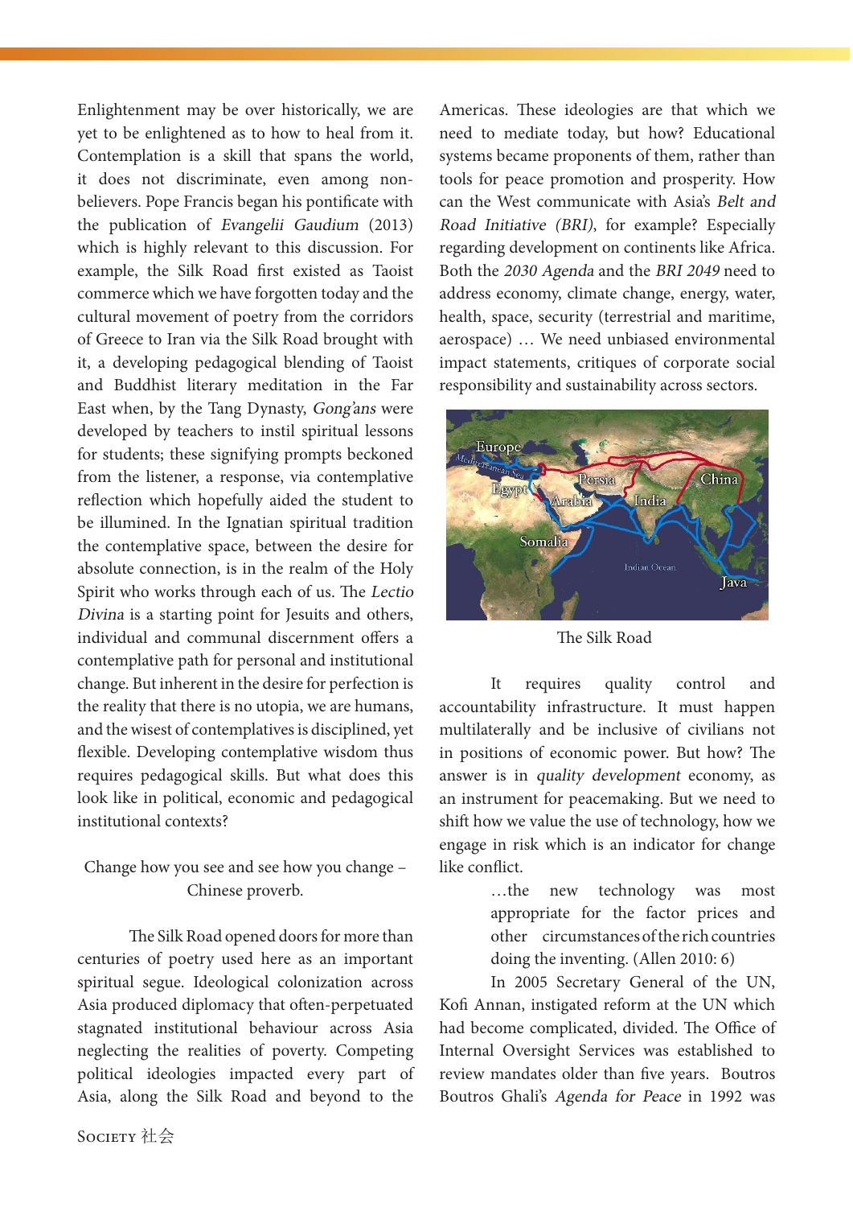Enlightenment may be over historically, we are yet to be enlightened as to how to heal from it. Contemplation is a skill that spans the world, it does not discriminate, even among non-believers. Pope Francis began his pontificate with the publication of *Evangelii Gaudium* (2013) which is highly relevant to this discussion. For example, the Silk Road first existed as Taoist commerce which we have forgotten today and the cultural movement of poetry from the corridors of Greece to Iran via the Silk Road brought with it, a developing pedagogical blending of Taoist and Buddhist literary meditation in the Far East when, by the Tang Dynasty, *Gong'ans* were developed by teachers to instil spiritual lessons for students; these signifying prompts beckoned from the listener, a response, via contemplative reflection which hopefully aided the student to be illumined. In the Ignatian spiritual tradition the contemplative space, between the desire for absolute connection, is in the realm of the Holy Spirit who works through each of us. The *Lectio Divina* is a starting point for Jesuits and others, individual and communal discernment offers a contemplative path for personal and institutional change. But inherent in the desire for perfection is the reality that there is no utopia, we are humans, and the wisest of contemplatives is disciplined, yet flexible. Developing contemplative wisdom thus requires pedagogical skills. But what does this look like in political, economic and pedagogical institutional contexts?

Change how you see and see how you change – Chinese proverb.

The Silk Road opened doors for more than centuries of poetry used here as an important spiritual segue. Ideological colonization across Asia produced diplomacy that often-perpetuated stagnated institutional behaviour across Asia neglecting the realities of poverty. Competing political ideologies impacted every part of Asia, along the Silk Road and beyond to the Americas. These ideologies are that which we need to mediate today, but how? Educational systems became proponents of them, rather than tools for peace promotion and prosperity. How can the West communicate with Asia's *Belt and Road Initiative (BRI)*, for example? Especially regarding development on continents like Africa. Both the *2030 Agenda* and the *BRI 2049* need to address economy, climate change, energy, water, health, space, security (terrestrial and maritime, aerospace) … We need unbiased environmental impact statements, critiques of corporate social responsibility and sustainability across sectors.

The Silk Road

It requires quality control and accountability infrastructure. It must happen multilaterally and be inclusive of civilians not in positions of economic power. But how? The answer is in *quality development* economy, as an instrument for peacemaking. But we need to shift how we value the use of technology, how we engage in risk which is an indicator for change like conflict.

> …the new technology was most appropriate for the factor prices and other circumstances of the rich countries doing the inventing. (Allen 2010: 6)

In 2005 Secretary General of the UN, Kofi Annan, instigated reform at the UN which had become complicated, divided. The Office of Internal Oversight Services was established to review mandates older than five years. Boutros Boutros Ghali's *Agenda for Peace* in 1992 was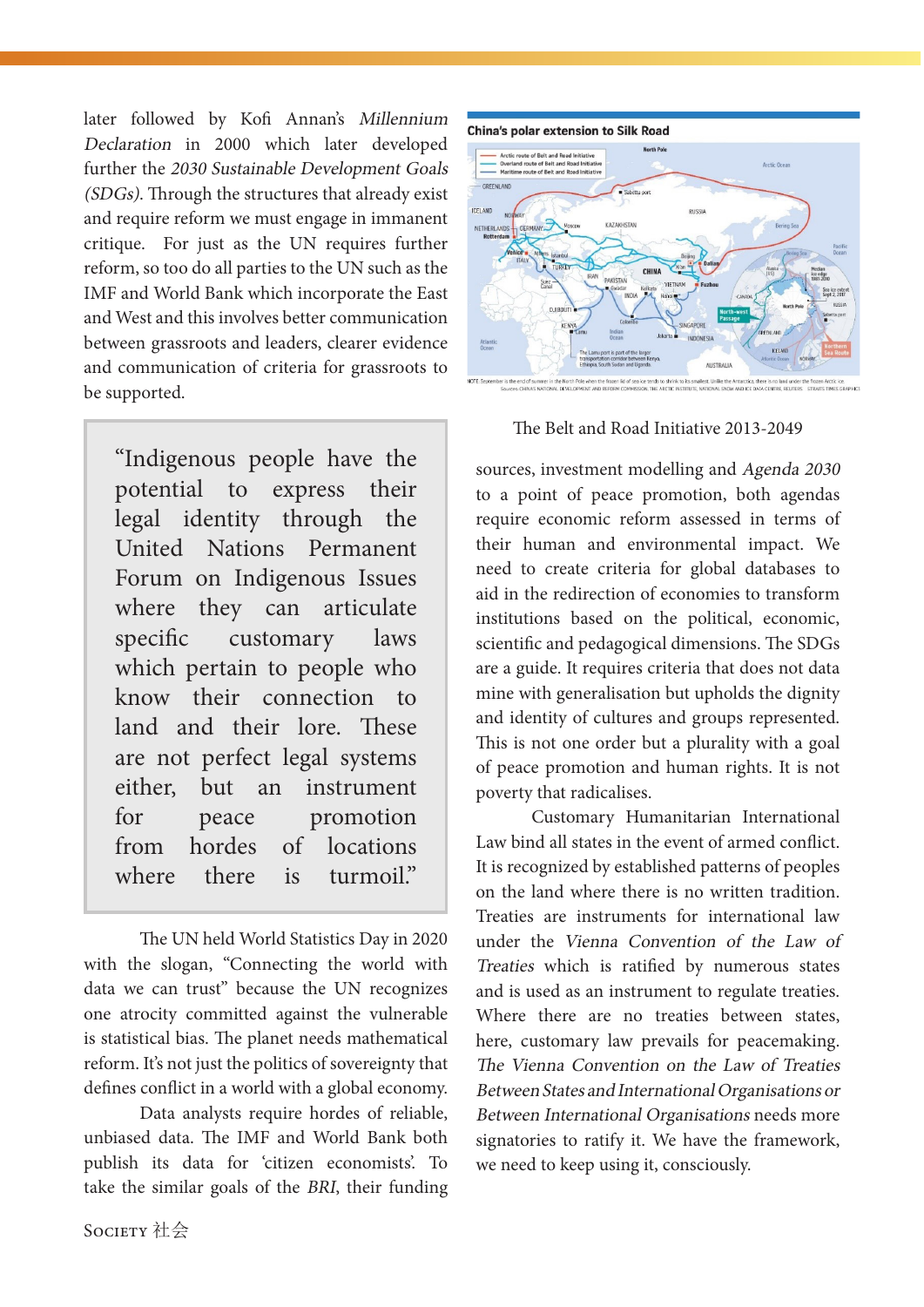later followed by Kofi Annan's *Millennium Declaration* in 2000 which later developed further the *2030 Sustainable Development Goals (SDGs)*. Through the structures that already exist and require reform we must engage in immanent critique. For just as the UN requires further reform, so too do all parties to the UN such as the IMF and World Bank which incorporate the East and West and this involves better communication between grassroots and leaders, clearer evidence and communication of criteria for grassroots to be supported.

> "Indigenous people have the potential to express their legal identity through the United Nations Permanent Forum on Indigenous Issues where they can articulate specific customary laws which pertain to people who know their connection to land and their lore. These are not perfect legal systems either, but an instrument for peace promotion from hordes of locations where there is turmoil."

The UN held World Statistics Day in 2020 with the slogan, "Connecting the world with data we can trust" because the UN recognizes one atrocity committed against the vulnerable is statistical bias. The planet needs mathematical reform. It's not just the politics of sovereignty that defines conflict in a world with a global economy.

Data analysts require hordes of reliable, unbiased data. The IMF and World Bank both publish its data for 'citizen economists'. To take the similar goals of the *BRI*, their funding sources, investment modelling and *Agenda 2030* to a point of peace promotion, both agendas require economic reform assessed in terms of their human and environmental impact. We need to create criteria for global databases to aid in the redirection of economies to transform institutions based on the political, economic, scientific and pedagogical dimensions. The SDGs are a guide. It requires criteria that does not data mine with generalisation but upholds the dignity and identity of cultures and groups represented. This is not one order but a plurality with a goal of peace promotion and human rights. It is not poverty that radicalises.

**China's polar extension to Silk Road**

The Belt and Road Initiative 2013-2049

Customary Humanitarian International Law bind all states in the event of armed conflict. It is recognized by established patterns of peoples on the land where there is no written tradition. Treaties are instruments for international law under the *Vienna Convention of the Law of Treaties* which is ratified by numerous states and is used as an instrument to regulate treaties. Where there are no treaties between states, here, customary law prevails for peacemaking. *The Vienna Convention on the Law of Treaties Between States and International Organisations or Between International Organisations* needs more signatories to ratify it. We have the framework, we need to keep using it, consciously.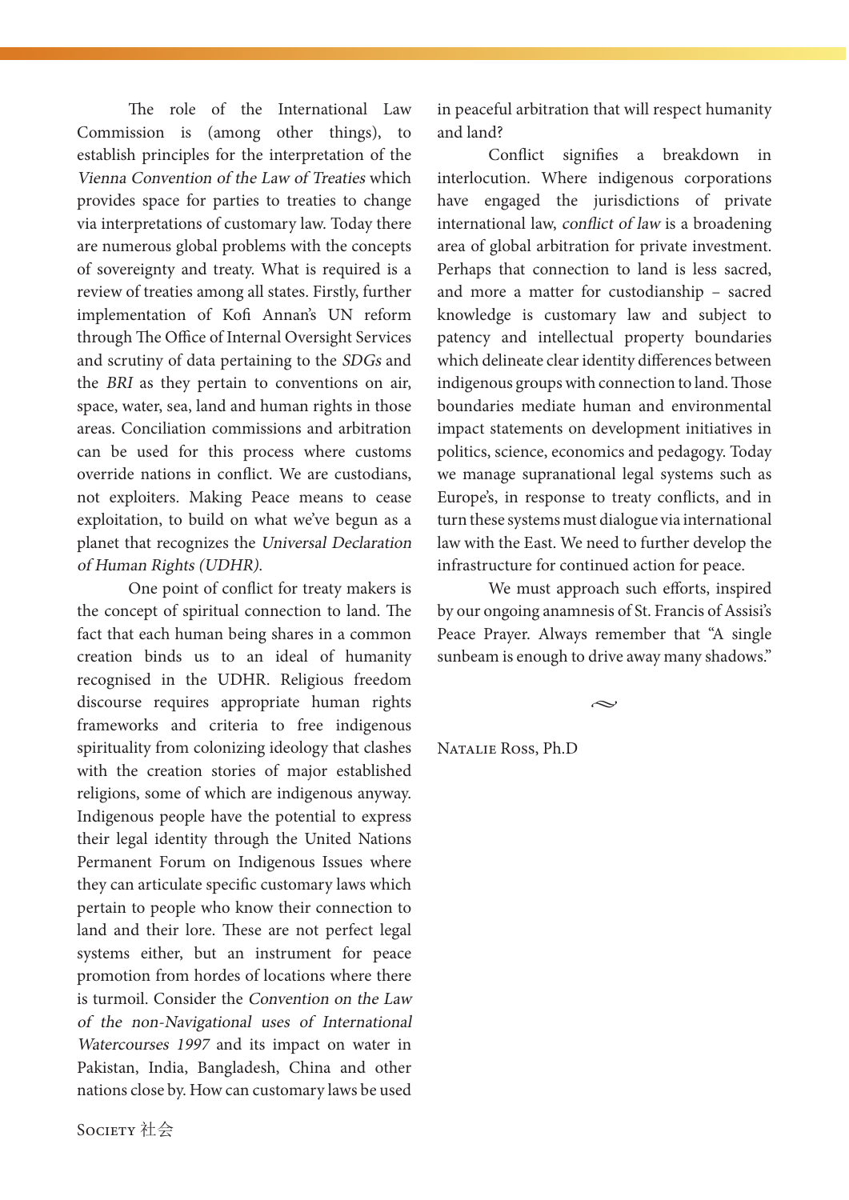The role of the International Law Commission is (among other things), to establish principles for the interpretation of the *Vienna Convention of the Law of Treaties* which provides space for parties to treaties to change via interpretations of customary law. Today there are numerous global problems with the concepts of sovereignty and treaty. What is required is a review of treaties among all states. Firstly, further implementation of Kofi Annan's UN reform through The Office of Internal Oversight Services and scrutiny of data pertaining to the *SDGs* and the *BRI* as they pertain to conventions on air, space, water, sea, land and human rights in those areas. Conciliation commissions and arbitration can be used for this process where customs override nations in conflict. We are custodians, not exploiters. Making Peace means to cease exploitation, to build on what we've begun as a planet that recognizes the *Universal Declaration of Human Rights (UDHR)*.

One point of conflict for treaty makers is the concept of spiritual connection to land. The fact that each human being shares in a common creation binds us to an ideal of humanity recognised in the UDHR. Religious freedom discourse requires appropriate human rights frameworks and criteria to free indigenous spirituality from colonizing ideology that clashes with the creation stories of major established religions, some of which are indigenous anyway. Indigenous people have the potential to express their legal identity through the United Nations Permanent Forum on Indigenous Issues where they can articulate specific customary laws which pertain to people who know their connection to land and their lore. These are not perfect legal systems either, but an instrument for peace promotion from hordes of locations where there is turmoil. Consider the *Convention on the Law of the non-Navigational uses of International Watercourses 1997* and its impact on water in Pakistan, India, Bangladesh, China and other nations close by. How can customary laws be used in peaceful arbitration that will respect humanity and land?

Conflict signifies a breakdown in interlocution. Where indigenous corporations have engaged the jurisdictions of private international law, *conflict of law* is a broadening area of global arbitration for private investment. Perhaps that connection to land is less sacred, and more a matter for custodianship – sacred knowledge is customary law and subject to patency and intellectual property boundaries which delineate clear identity differences between indigenous groups with connection to land. Those boundaries mediate human and environmental impact statements on development initiatives in politics, science, economics and pedagogy. Today we manage supranational legal systems such as Europe's, in response to treaty conflicts, and in turn these systems must dialogue via international law with the East. We need to further develop the infrastructure for continued action for peace.

We must approach such efforts, inspired by our ongoing anamnesis of St. Francis of Assisi's Peace Prayer. Always remember that "A single sunbeam is enough to drive away many shadows."

Natalie Ross, Ph.D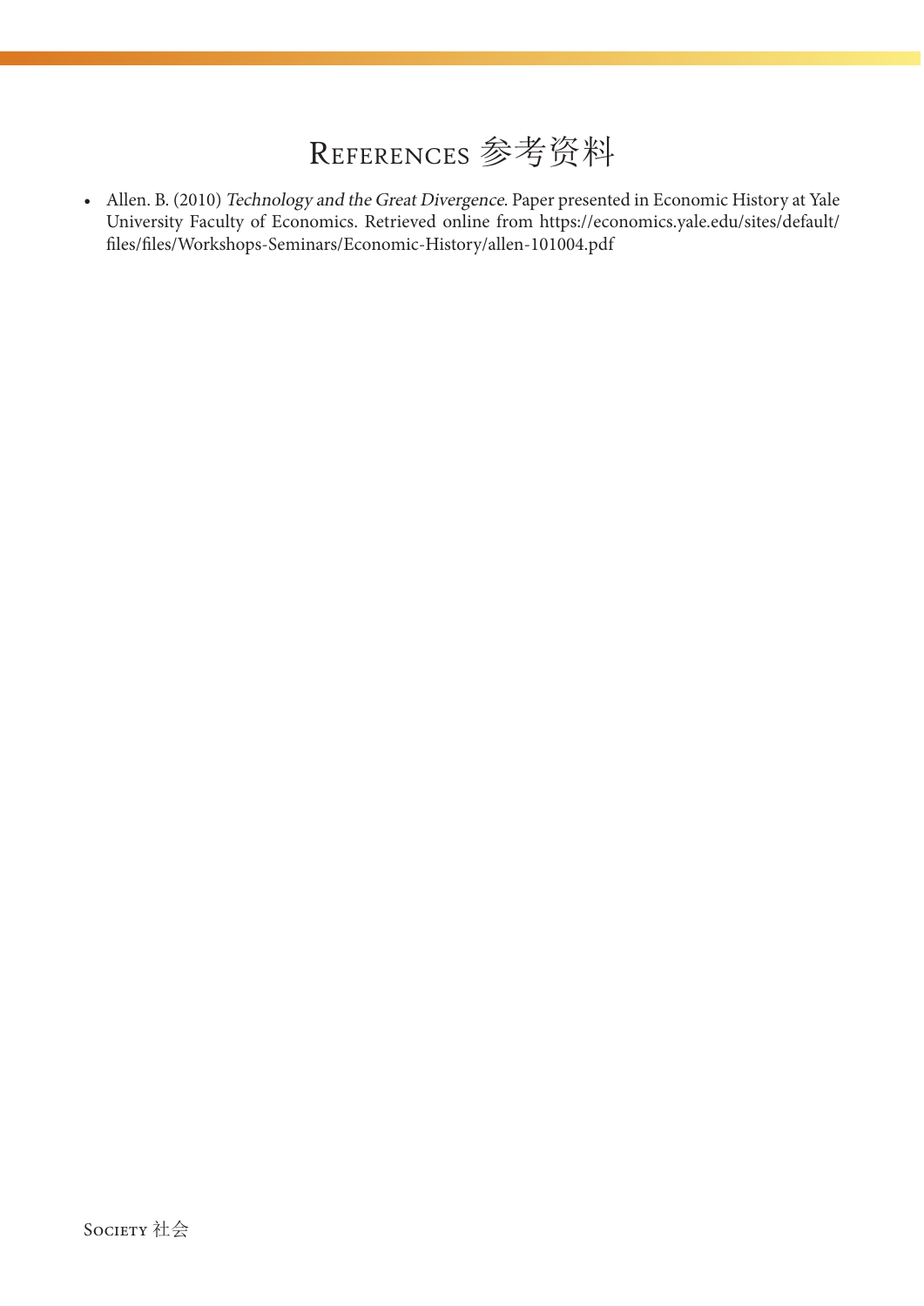# References 参考资料

- Allen. B. (2010) *Technology and the Great Divergence*. Paper presented in Economic History at Yale University Faculty of Economics. Retrieved online from https://economics.yale.edu/sites/default/files/files/Workshops-Seminars/Economic-History/allen-101004.pdf